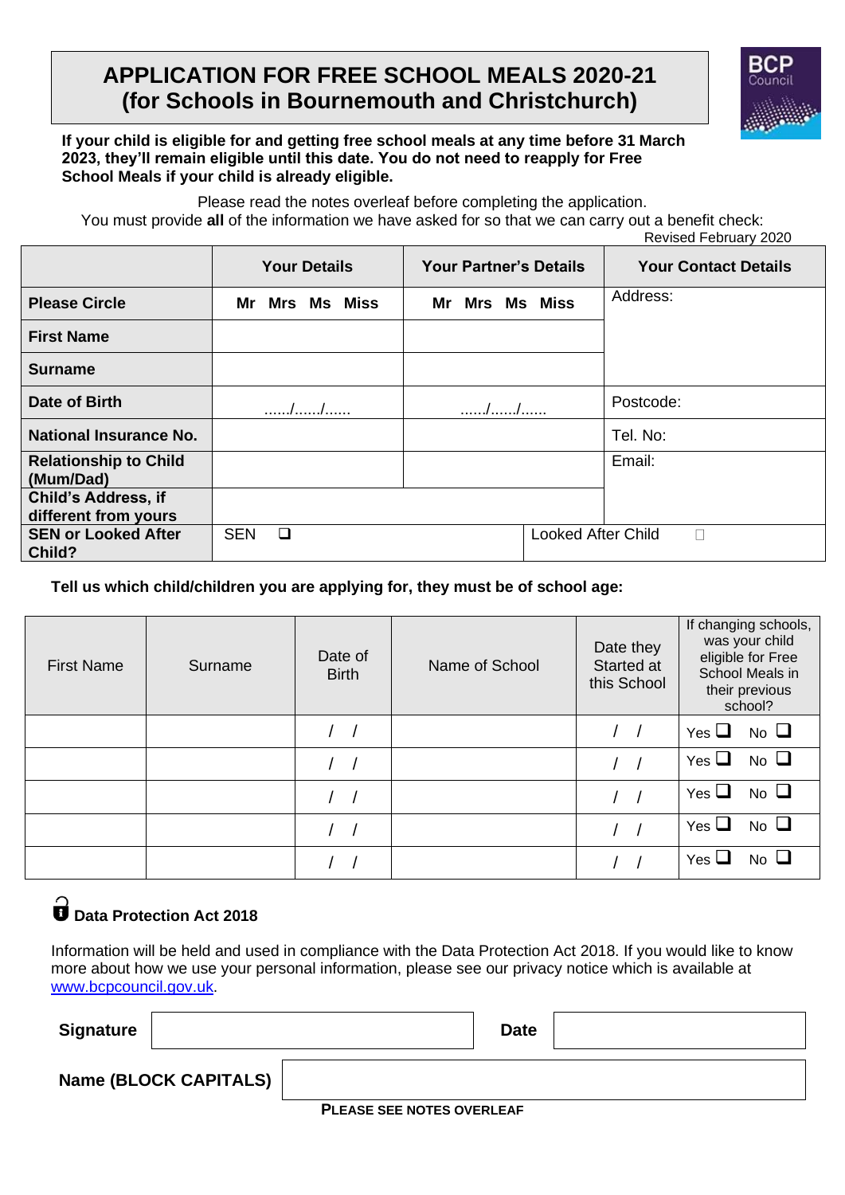# APPLICATION FOR FREE SCHOOL MEALS 2020-21 (for Schools in Bournemouth and Christchurch)

**If your child is eligible for and getting free school meals at any time before 31 March 2023, they'll remain eligible until this date. You do not need to reapply for Free School Meals if your child is already eligible.**

Please read the notes overleaf before completing the application.

You must provide **all** of the information we have asked for so that we can carry out a benefit check:

Revised February 2020

| | **Your Details** | **Your Partner's Details** | **Your Contact Details** |
|---|---|---|---|
| **Please Circle** | **Mr Mrs Ms Miss** | **Mr Mrs Ms Miss** | Address: |
| **First Name** | | | |
| **Surname** | | | |
| **Date of Birth** | ....../....../...... | ....../....../...... | Postcode: |
| **National Insurance No.** | | | Tel. No: |
| **Relationship to Child (Mum/Dad)** | | | Email: |
| **Child's Address, if different from yours** | | | |
| **SEN or Looked After Child?** | SEN ❑ | Looked After Child ☐ | |

**Tell us which child/children you are applying for, they must be of school age:**

| First Name | Surname | Date of Birth | Name of School | Date they Started at this School | If changing schools, was your child eligible for Free School Meals in their previous school? |
|---|---|---|---|---|---|
| | | / / | | / / | Yes ❑ No ❑ |
| | | / / | | / / | Yes ❑ No ❑ |
| | | / / | | / / | Yes ❑ No ❑ |
| | | / / | | / / | Yes ❑ No ❑ |
| | | / / | | / / | Yes ❑ No ❑ |

### Data Protection Act 2018

Information will be held and used in compliance with the Data Protection Act 2018. If you would like to know more about how we use your personal information, please see our privacy notice which is available at www.bcpcouncil.gov.uk.

**Signature** ______________________ **Date** ______________________

**Name (BLOCK CAPITALS)** ______________________

**PLEASE SEE NOTES OVERLEAF**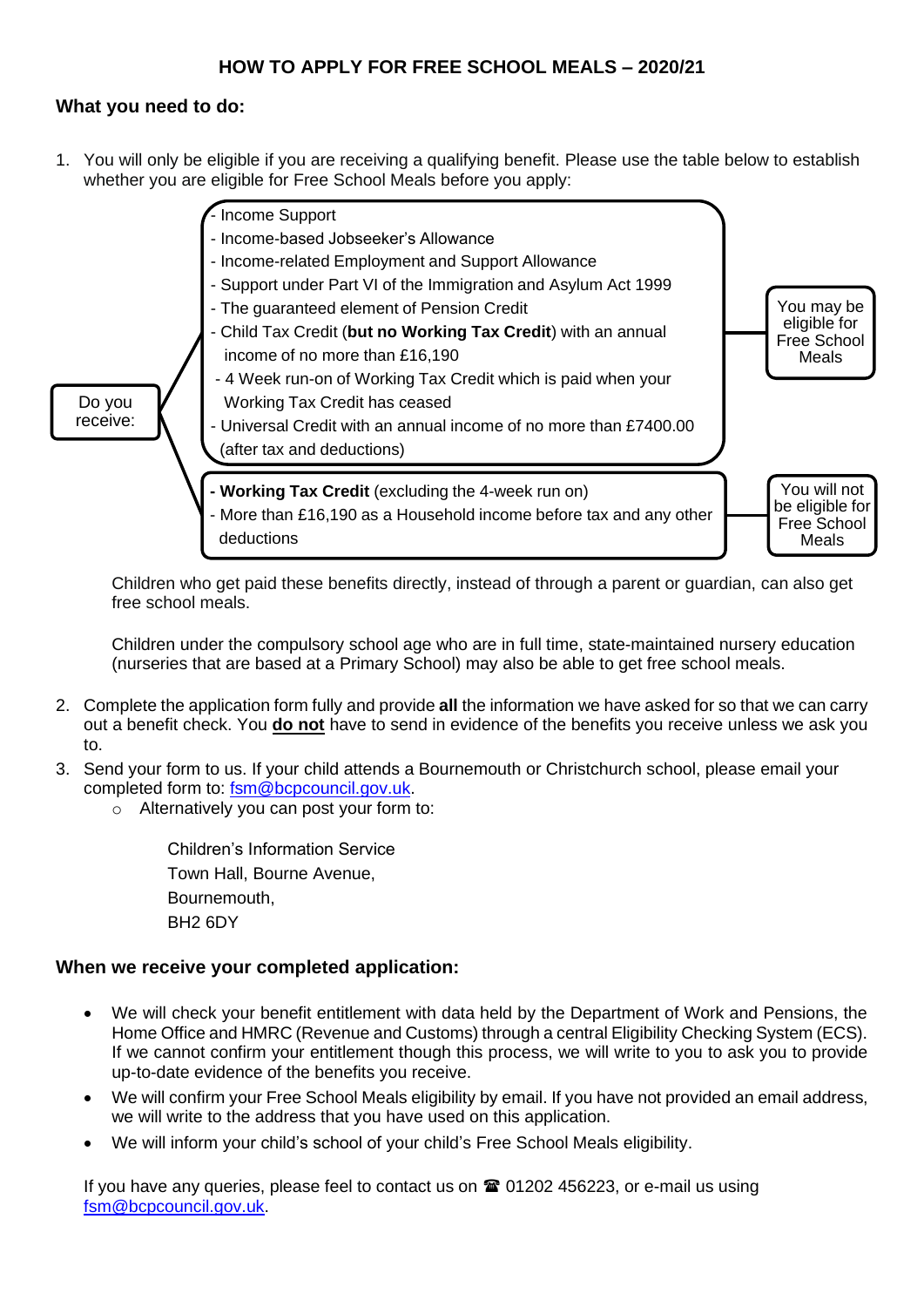# HOW TO APPLY FOR FREE SCHOOL MEALS – 2020/21

## What you need to do:

1. You will only be eligible if you are receiving a qualifying benefit. Please use the table below to establish whether you are eligible for Free School Meals before you apply:

Do you receive:

- Income Support
- Income-based Jobseeker's Allowance
- Income-related Employment and Support Allowance
- Support under Part VI of the Immigration and Asylum Act 1999
- The guaranteed element of Pension Credit
- Child Tax Credit (**but no Working Tax Credit**) with an annual income of no more than £16,190
- 4 Week run-on of Working Tax Credit which is paid when your Working Tax Credit has ceased
- Universal Credit with an annual income of no more than £7400.00 (after tax and deductions)

→ You may be eligible for Free School Meals

- **Working Tax Credit** (excluding the 4-week run on)
- More than £16,190 as a Household income before tax and any other deductions

→ You will not be eligible for Free School Meals

Children who get paid these benefits directly, instead of through a parent or guardian, can also get free school meals.

Children under the compulsory school age who are in full time, state-maintained nursery education (nurseries that are based at a Primary School) may also be able to get free school meals.

2. Complete the application form fully and provide **all** the information we have asked for so that we can carry out a benefit check. You **do not** have to send in evidence of the benefits you receive unless we ask you to.
3. Send your form to us. If your child attends a Bournemouth or Christchurch school, please email your completed form to: fsm@bcpcouncil.gov.uk.
   - Alternatively you can post your form to:

     Children's Information Service
     Town Hall, Bourne Avenue,
     Bournemouth,
     BH2 6DY

## When we receive your completed application:

- We will check your benefit entitlement with data held by the Department of Work and Pensions, the Home Office and HMRC (Revenue and Customs) through a central Eligibility Checking System (ECS). If we cannot confirm your entitlement though this process, we will write to you to ask you to provide up-to-date evidence of the benefits you receive.
- We will confirm your Free School Meals eligibility by email. If you have not provided an email address, we will write to the address that you have used on this application.
- We will inform your child's school of your child's Free School Meals eligibility.

If you have any queries, please feel to contact us on ☎ 01202 456223, or e-mail us using fsm@bcpcouncil.gov.uk.